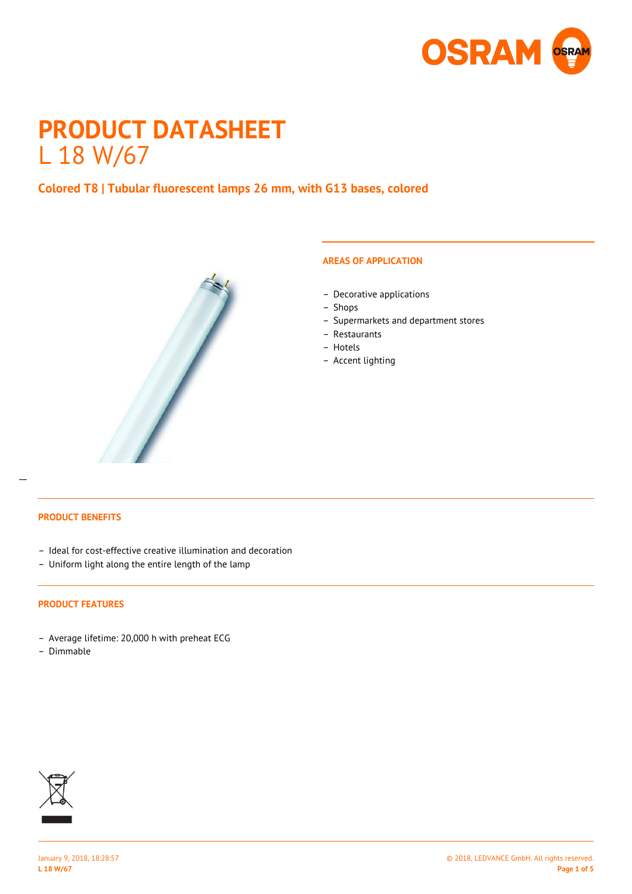# PRODUCT DATASHEET

## L 18 W/67

### Colored T8 | Tubular fluorescent lamps 26 mm, with G13 bases, colored

#### AREAS OF APPLICATION

- Decorative applications
- Shops
- Supermarkets and department stores
- Restaurants
- Hotels
- Accent lighting

#### PRODUCT BENEFITS

- Ideal for cost-effective creative illumination and decoration
- Uniform light along the entire length of the lamp

#### PRODUCT FEATURES

- Average lifetime: 20,000 h with preheat ECG
- Dimmable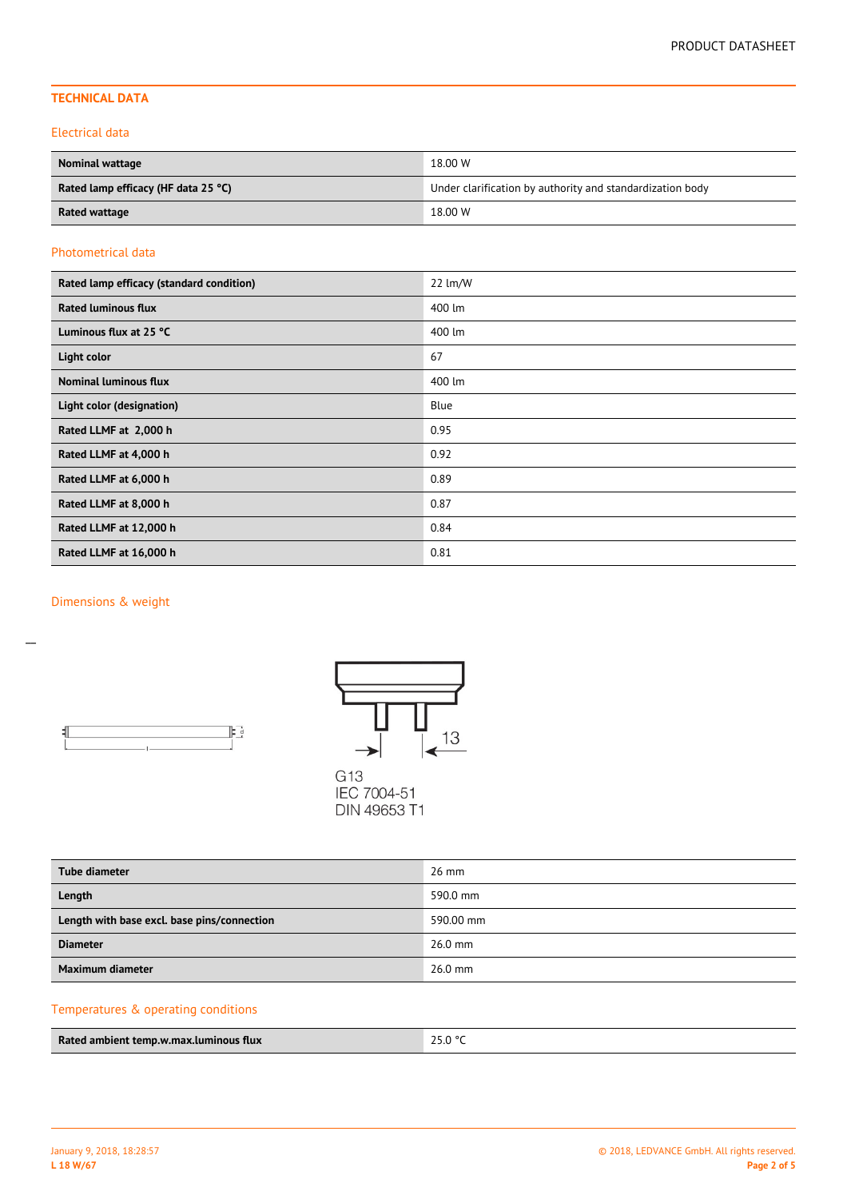## TECHNICAL DATA

### Electrical data

| | |
|---|---|
| **Nominal wattage** | 18.00 W |
| **Rated lamp efficacy (HF data 25 °C)** | Under clarification by authority and standardization body |
| **Rated wattage** | 18.00 W |

### Photometrical data

| | |
|---|---|
| **Rated lamp efficacy (standard condition)** | 22 lm/W |
| **Rated luminous flux** | 400 lm |
| **Luminous flux at 25 °C** | 400 lm |
| **Light color** | 67 |
| **Nominal luminous flux** | 400 lm |
| **Light color (designation)** | Blue |
| **Rated LLMF at 2,000 h** | 0.95 |
| **Rated LLMF at 4,000 h** | 0.92 |
| **Rated LLMF at 6,000 h** | 0.89 |
| **Rated LLMF at 8,000 h** | 0.87 |
| **Rated LLMF at 12,000 h** | 0.84 |
| **Rated LLMF at 16,000 h** | 0.81 |

### Dimensions & weight

13

G13
IEC 7004-51
DIN 49653 T1

| | |
|---|---|
| **Tube diameter** | 26 mm |
| **Length** | 590.0 mm |
| **Length with base excl. base pins/connection** | 590.00 mm |
| **Diameter** | 26.0 mm |
| **Maximum diameter** | 26.0 mm |

### Temperatures & operating conditions

| | |
|---|---|
| **Rated ambient temp.w.max.luminous flux** | 25.0 °C |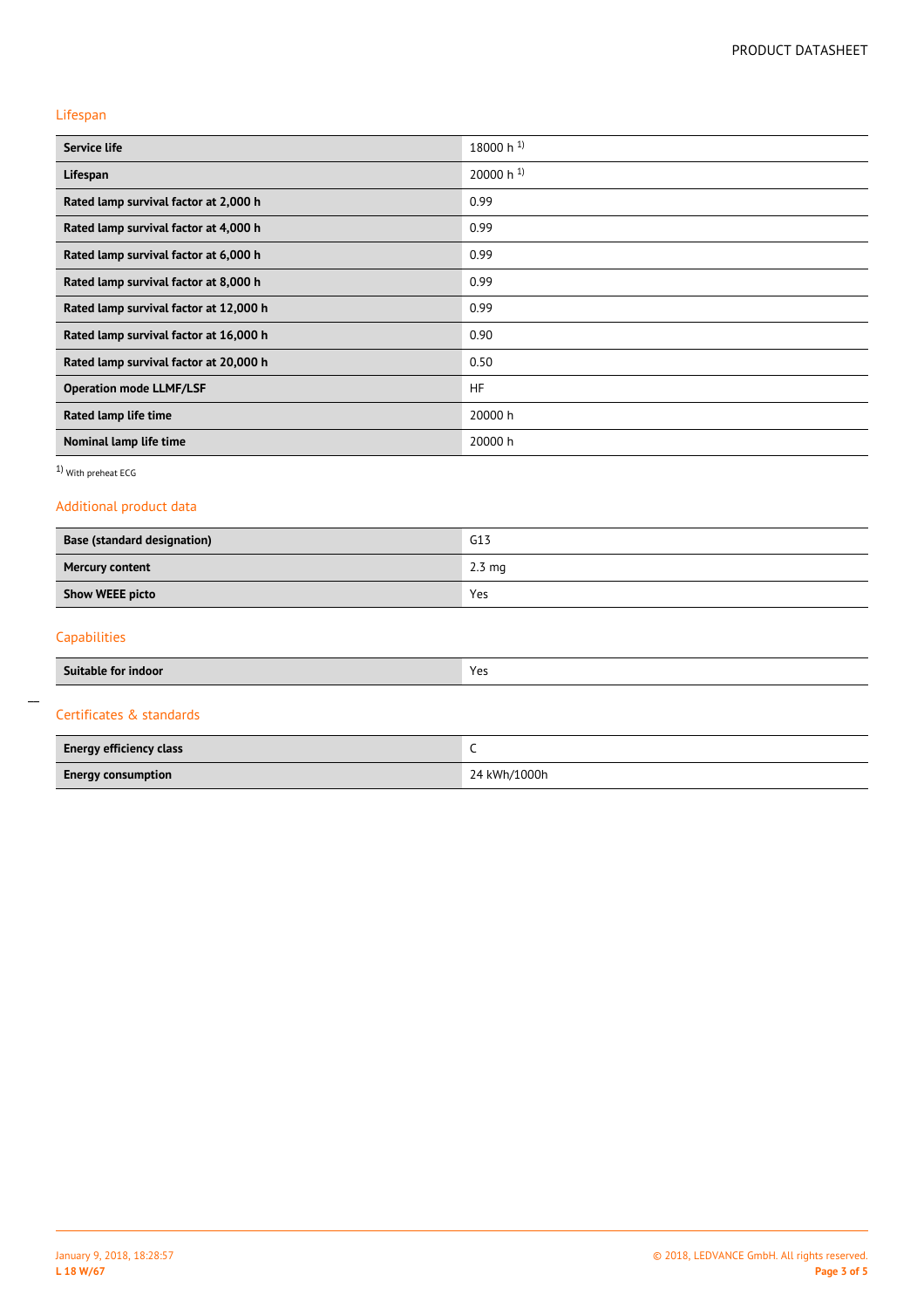## Lifespan

| | |
|---|---|
| **Service life** | 18000 h [1] |
| **Lifespan** | 20000 h [1] |
| **Rated lamp survival factor at 2,000 h** | 0.99 |
| **Rated lamp survival factor at 4,000 h** | 0.99 |
| **Rated lamp survival factor at 6,000 h** | 0.99 |
| **Rated lamp survival factor at 8,000 h** | 0.99 |
| **Rated lamp survival factor at 12,000 h** | 0.99 |
| **Rated lamp survival factor at 16,000 h** | 0.90 |
| **Rated lamp survival factor at 20,000 h** | 0.50 |
| **Operation mode LLMF/LSF** | HF |
| **Rated lamp life time** | 20000 h |
| **Nominal lamp life time** | 20000 h |

[1] With preheat ECG

## Additional product data

| | |
|---|---|
| **Base (standard designation)** | G13 |
| **Mercury content** | 2.3 mg |
| **Show WEEE picto** | Yes |

## Capabilities

| | |
|---|---|
| **Suitable for indoor** | Yes |

## Certificates & standards

| | |
|---|---|
| **Energy efficiency class** | C |
| **Energy consumption** | 24 kWh/1000h |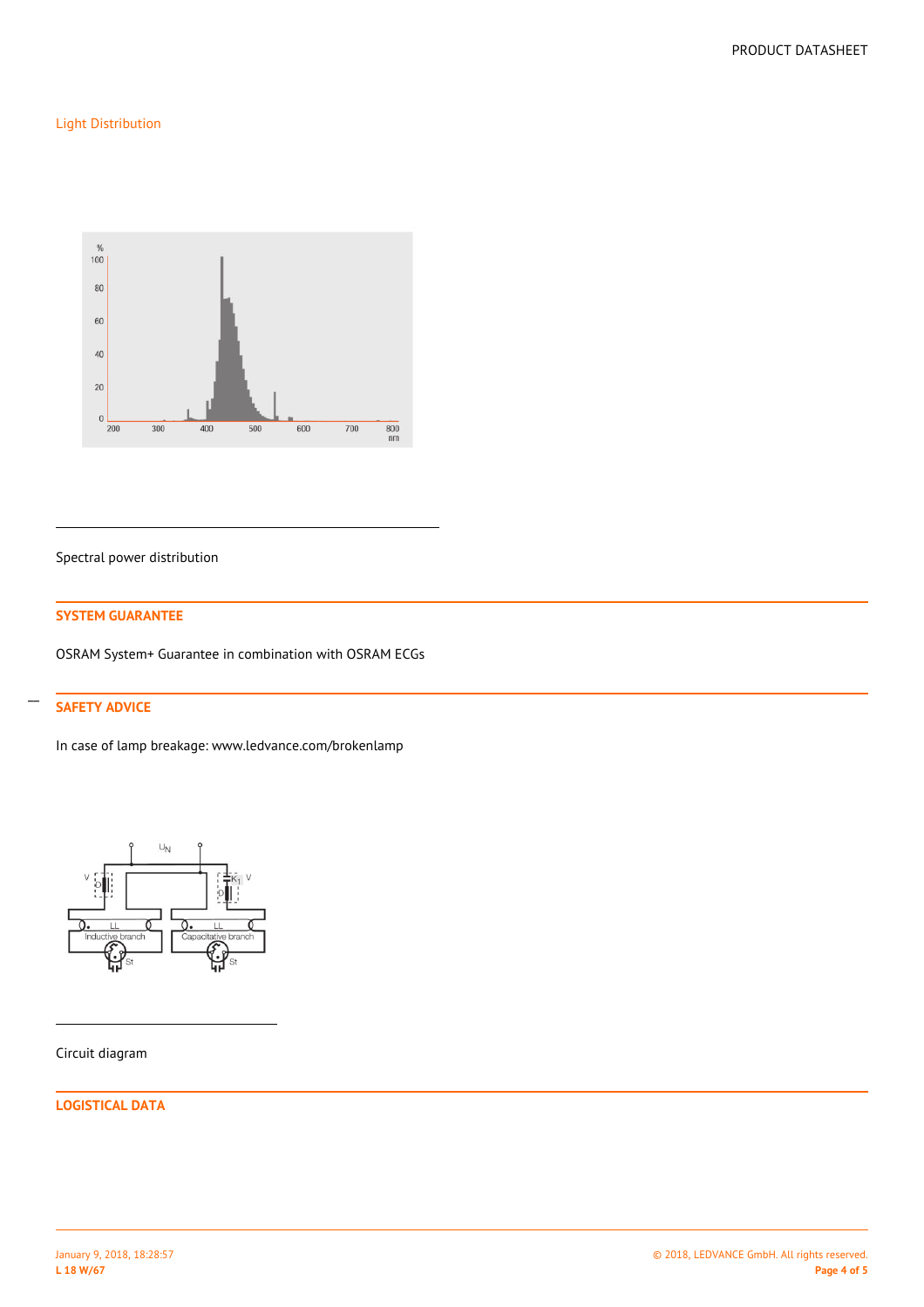## Light Distribution

Spectral power distribution

## SYSTEM GUARANTEE

OSRAM System+ Guarantee in combination with OSRAM ECGs

## SAFETY ADVICE

In case of lamp breakage: www.ledvance.com/brokenlamp

Circuit diagram

## LOGISTICAL DATA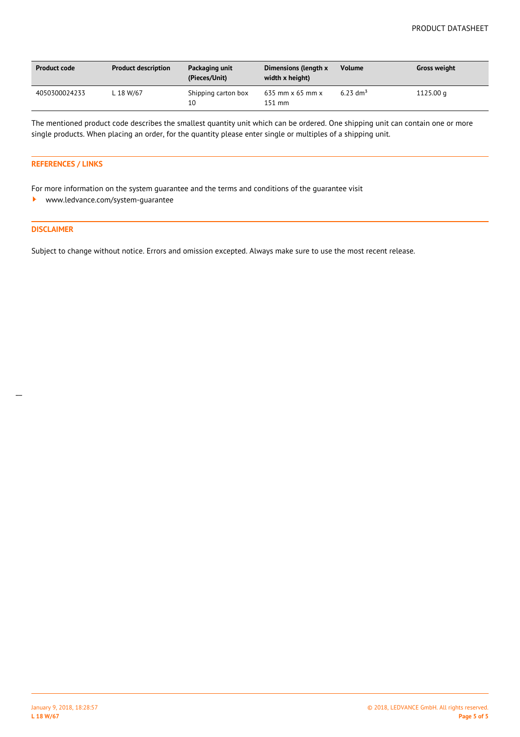| Product code | Product description | Packaging unit (Pieces/Unit) | Dimensions (length x width x height) | Volume | Gross weight |
|---|---|---|---|---|---|
| 4050300024233 | L 18 W/67 | Shipping carton box 10 | 635 mm x 65 mm x 151 mm | 6.23 $dm^3$ | 1125.00 g |

The mentioned product code describes the smallest quantity unit which can be ordered. One shipping unit can contain one or more single products. When placing an order, for the quantity please enter single or multiples of a shipping unit.

## REFERENCES / LINKS

For more information on the system guarantee and the terms and conditions of the guarantee visit

- www.ledvance.com/system-guarantee

## DISCLAIMER

Subject to change without notice. Errors and omission excepted. Always make sure to use the most recent release.